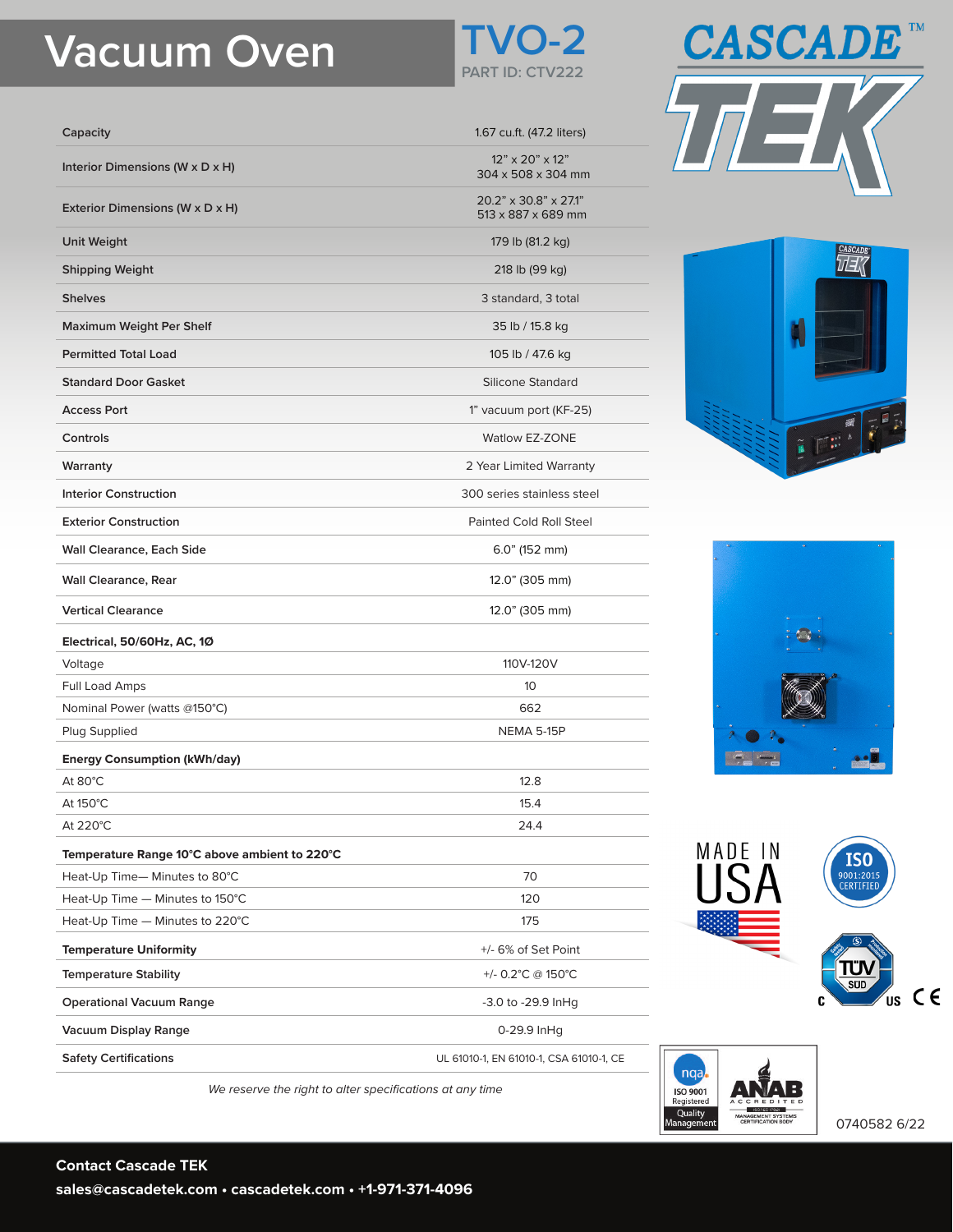# Vacuum Oven

## TVO-2

PART ID: CTV222

CASCADE™ TEK

| | |
|---|---|
| Capacity | 1.67 cu.ft. (47.2 liters) |
| Interior Dimensions (W x D x H) | 12" x 20" x 12"<br>304 x 508 x 304 mm |
| Exterior Dimensions (W x D x H) | 20.2" x 30.8" x 27.1"<br>513 x 887 x 689 mm |
| Unit Weight | 179 lb (81.2 kg) |
| Shipping Weight | 218 lb (99 kg) |
| Shelves | 3 standard, 3 total |
| Maximum Weight Per Shelf | 35 lb / 15.8 kg |
| Permitted Total Load | 105 lb / 47.6 kg |
| Standard Door Gasket | Silicone Standard |
| Access Port | 1" vacuum port (KF-25) |
| Controls | Watlow EZ-ZONE |
| Warranty | 2 Year Limited Warranty |
| Interior Construction | 300 series stainless steel |
| Exterior Construction | Painted Cold Roll Steel |
| Wall Clearance, Each Side | 6.0" (152 mm) |
| Wall Clearance, Rear | 12.0" (305 mm) |
| Vertical Clearance | 12.0" (305 mm) |
| **Electrical, 50/60Hz, AC, 1Ø** | |
| Voltage | 110V-120V |
| Full Load Amps | 10 |
| Nominal Power (watts @150°C) | 662 |
| Plug Supplied | NEMA 5-15P |
| **Energy Consumption (kWh/day)** | |
| At 80°C | 12.8 |
| At 150°C | 15.4 |
| At 220°C | 24.4 |
| **Temperature Range 10°C above ambient to 220°C** | |
| Heat-Up Time— Minutes to 80°C | 70 |
| Heat-Up Time — Minutes to 150°C | 120 |
| Heat-Up Time — Minutes to 220°C | 175 |
| **Temperature Uniformity** | +/- 6% of Set Point |
| **Temperature Stability** | +/- 0.2°C @ 150°C |
| **Operational Vacuum Range** | -3.0 to -29.9 InHg |
| **Vacuum Display Range** | 0-29.9 InHg |
| **Safety Certifications** | UL 61010-1, EN 61010-1, CSA 61010-1, CE |

*We reserve the right to alter specifications at any time*

MADE IN USA

ISO 9001:2015 CERTIFIED

nqa ISO 9001 Registered Quality Management

ANAB ACCREDITED MANAGEMENT SYSTEMS CERTIFICATION BODY

0740582 6/22

**Contact Cascade TEK**

**sales@cascadetek.com • cascadetek.com • +1-971-371-4096**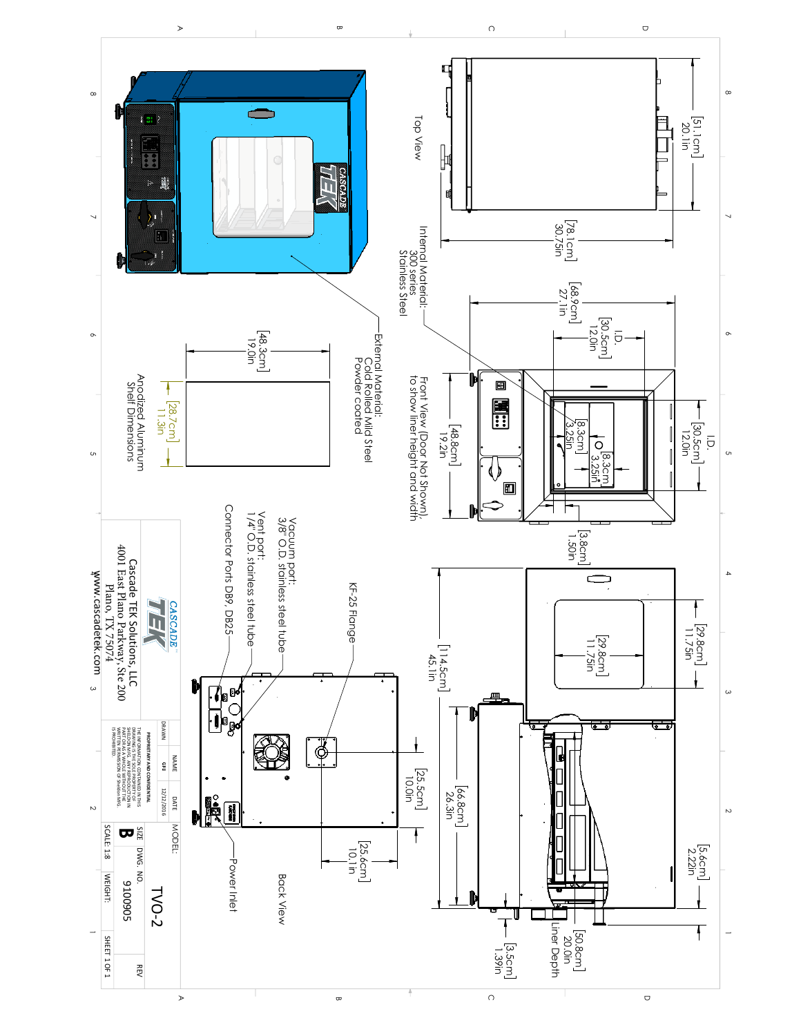Top View

[51.1cm]
20.1in

[78.1cm]
30.75in

Internal Material:
300 series
Stainless Steel

External Material:
Cold Rolled Mild Steel
Powder coated

[68.9cm]
27.1in

I.D.
[30.5cm]
12.0in

I.D.
[30.5cm]
12.0in

[8.3cm]
3.25in

[8.3cm]
3.25in

[48.8cm]
19.2in

Front View (Door Not Shown),
to show liner height and width

[3.8cm]
1.50in

[48.3cm]
19.0in

[28.7cm]
11.3in

Anodized Aluminum
Shelf Dimensions

[29.8cm]
11.75in

[29.8cm]
11.75in

[114.5cm]
45.1in

[66.8cm]
26.3in

[5.6cm]
2.22in

[50.8cm]
20.0in
Liner Depth

[3.5cm]
1.39in

KF-25 Flange

Vacuum port:
3/8" O.D. stainless steel tube

Vent port:
1/4" O.D. stainless steel tube

Connector Ports DB9, DB25

[25.5cm]
10.0in

[25.6cm]
10.1in

Power Inlet

Back View

CASCADE TEK

Cascade TEK Solutions, LLC
4001 East Plano Parkway, Ste 200
Plano, TX 75074
www.cascadetek.com

| | NAME | DATE |
|---|---|---|
| DRAWN | GFB | 12/12/2016 |

PROPRIETARY AND CONFIDENTIAL
THE INFORMATION CONTAINED IN THIS DRAWING IS THE SOLE PROPERTY OF SHELDON MFG. ANY REPRODUCTION IN PART OR AS A WHOLE WITHOUT THE WRITTEN PERMISSION OF SHELDON MFG. IS PROHIBITED.

MODEL: TVO-2

SIZE: B
DWG. NO.: 9100905
REV

SCALE: 1:8
WEIGHT:
SHEET 1 OF 1